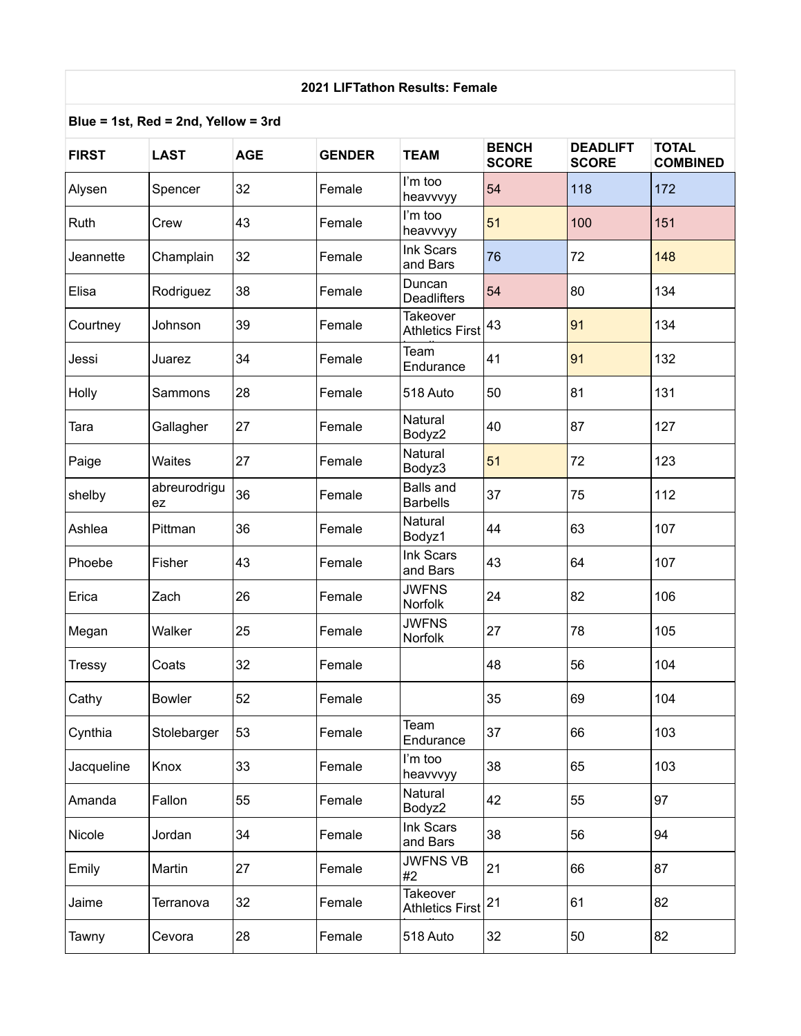| **2021 LIFTathon Results: Female** | | | | | | | |
|---|---|---|---|---|---|---|---|
| **Blue = 1st, Red = 2nd, Yellow = 3rd** | | | | | | | |
| **FIRST** | **LAST** | **AGE** | **GENDER** | **TEAM** | **BENCH SCORE** | **DEADLIFT SCORE** | **TOTAL COMBINED** |
| Alysen | Spencer | 32 | Female | I'm too heavvvyy | 54 | 118 | 172 |
| Ruth | Crew | 43 | Female | I'm too heavvvyy | 51 | 100 | 151 |
| Jeannette | Champlain | 32 | Female | Ink Scars and Bars | 76 | 72 | 148 |
| Elisa | Rodriguez | 38 | Female | Duncan Deadlifters | 54 | 80 | 134 |
| Courtney | Johnson | 39 | Female | Takeover Athletics First | 43 | 91 | 134 |
| Jessi | Juarez | 34 | Female | Team Endurance | 41 | 91 | 132 |
| Holly | Sammons | 28 | Female | 518 Auto | 50 | 81 | 131 |
| Tara | Gallagher | 27 | Female | Natural Bodyz2 | 40 | 87 | 127 |
| Paige | Waites | 27 | Female | Natural Bodyz3 | 51 | 72 | 123 |
| shelby | abreurodriguez | 36 | Female | Balls and Barbells | 37 | 75 | 112 |
| Ashlea | Pittman | 36 | Female | Natural Bodyz1 | 44 | 63 | 107 |
| Phoebe | Fisher | 43 | Female | Ink Scars and Bars | 43 | 64 | 107 |
| Erica | Zach | 26 | Female | JWFNS Norfolk | 24 | 82 | 106 |
| Megan | Walker | 25 | Female | JWFNS Norfolk | 27 | 78 | 105 |
| Tressy | Coats | 32 | Female | | 48 | 56 | 104 |
| Cathy | Bowler | 52 | Female | | 35 | 69 | 104 |
| Cynthia | Stolebarger | 53 | Female | Team Endurance | 37 | 66 | 103 |
| Jacqueline | Knox | 33 | Female | I'm too heavvvyy | 38 | 65 | 103 |
| Amanda | Fallon | 55 | Female | Natural Bodyz2 | 42 | 55 | 97 |
| Nicole | Jordan | 34 | Female | Ink Scars and Bars | 38 | 56 | 94 |
| Emily | Martin | 27 | Female | JWFNS VB #2 | 21 | 66 | 87 |
| Jaime | Terranova | 32 | Female | Takeover Athletics First | 21 | 61 | 82 |
| Tawny | Cevora | 28 | Female | 518 Auto | 32 | 50 | 82 |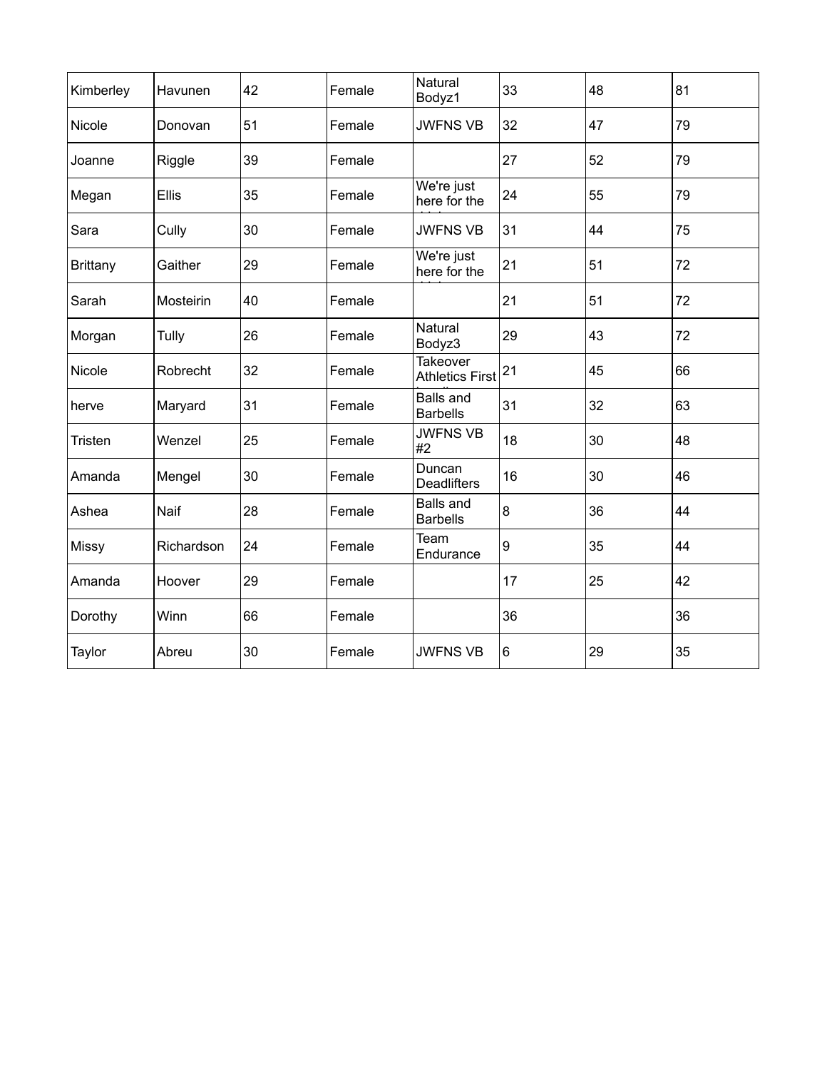| | | | | | | | |
|---|---|---|---|---|---|---|---|
| Kimberley | Havunen | 42 | Female | Natural Bodyz1 | 33 | 48 | 81 |
| Nicole | Donovan | 51 | Female | JWFNS VB | 32 | 47 | 79 |
| Joanne | Riggle | 39 | Female | | 27 | 52 | 79 |
| Megan | Ellis | 35 | Female | We're just here for the | 24 | 55 | 79 |
| Sara | Cully | 30 | Female | JWFNS VB | 31 | 44 | 75 |
| Brittany | Gaither | 29 | Female | We're just here for the | 21 | 51 | 72 |
| Sarah | Mosteirin | 40 | Female | | 21 | 51 | 72 |
| Morgan | Tully | 26 | Female | Natural Bodyz3 | 29 | 43 | 72 |
| Nicole | Robrecht | 32 | Female | Takeover Athletics First | 21 | 45 | 66 |
| herve | Maryard | 31 | Female | Balls and Barbells | 31 | 32 | 63 |
| Tristen | Wenzel | 25 | Female | JWFNS VB #2 | 18 | 30 | 48 |
| Amanda | Mengel | 30 | Female | Duncan Deadlifters | 16 | 30 | 46 |
| Ashea | Naif | 28 | Female | Balls and Barbells | 8 | 36 | 44 |
| Missy | Richardson | 24 | Female | Team Endurance | 9 | 35 | 44 |
| Amanda | Hoover | 29 | Female | | 17 | 25 | 42 |
| Dorothy | Winn | 66 | Female | | 36 | | 36 |
| Taylor | Abreu | 30 | Female | JWFNS VB | 6 | 29 | 35 |